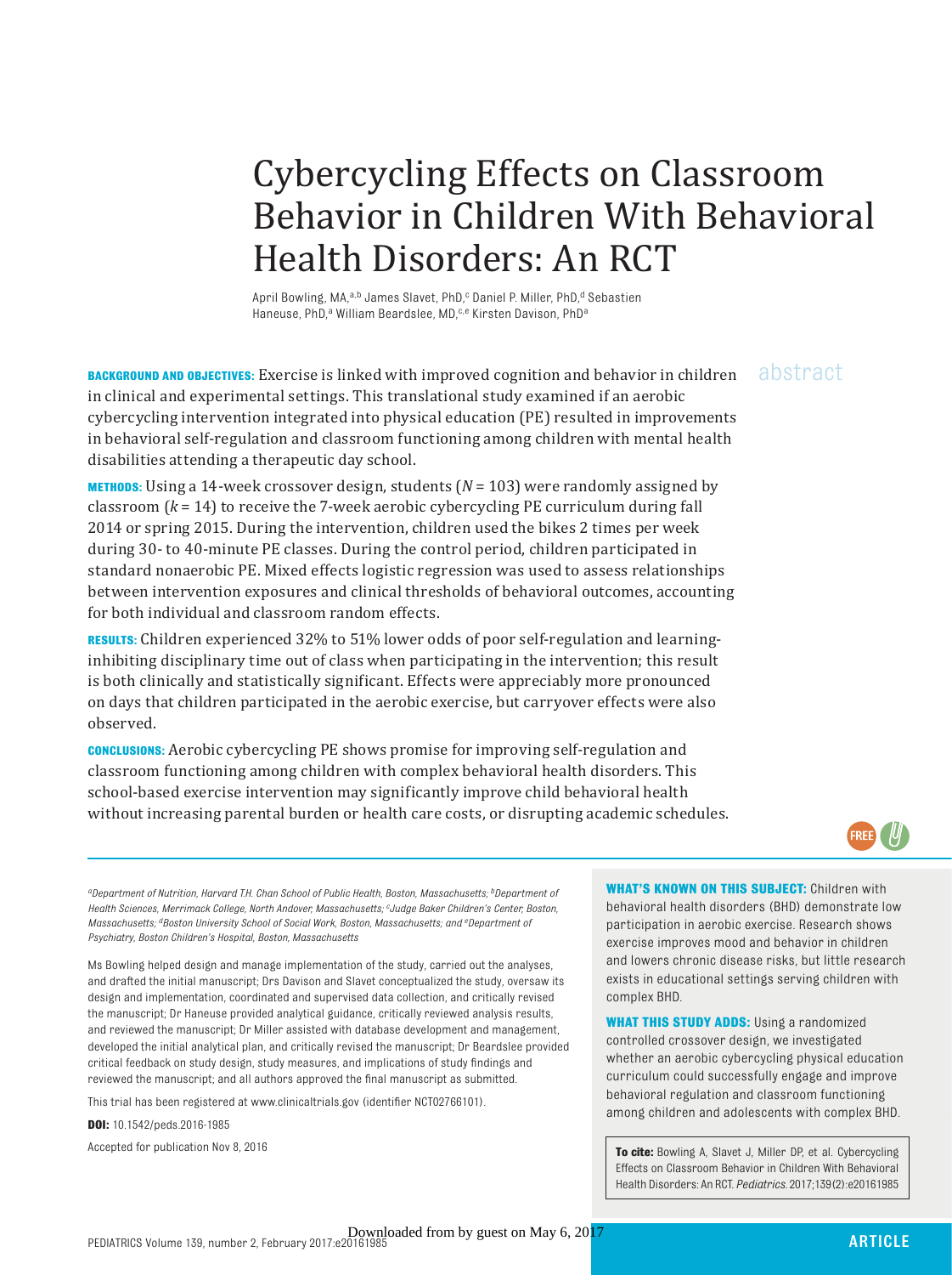# Cybercycling Effects on Classroom Behavior in Children With Behavioral Health Disorders: An RCT

April Bowling, MA,[a,b] James Slavet, PhD,[c] Daniel P. Miller, PhD,[d] Sebastien Haneuse, PhD,[a] William Beardslee, MD,[c,e] Kirsten Davison, PhD[a]

## abstract

**BACKGROUND AND OBJECTIVES:** Exercise is linked with improved cognition and behavior in children in clinical and experimental settings. This translational study examined if an aerobic cybercycling intervention integrated into physical education (PE) resulted in improvements in behavioral self-regulation and classroom functioning among children with mental health disabilities attending a therapeutic day school.

**METHODS:** Using a 14-week crossover design, students ($N = 103$) were randomly assigned by classroom ($k = 14$) to receive the 7-week aerobic cybercycling PE curriculum during fall 2014 or spring 2015. During the intervention, children used the bikes 2 times per week during 30- to 40-minute PE classes. During the control period, children participated in standard nonaerobic PE. Mixed effects logistic regression was used to assess relationships between intervention exposures and clinical thresholds of behavioral outcomes, accounting for both individual and classroom random effects.

**RESULTS:** Children experienced 32% to 51% lower odds of poor self-regulation and learning-inhibiting disciplinary time out of class when participating in the intervention; this result is both clinically and statistically significant. Effects were appreciably more pronounced on days that children participated in the aerobic exercise, but carryover effects were also observed.

**CONCLUSIONS:** Aerobic cybercycling PE shows promise for improving self-regulation and classroom functioning among children with complex behavioral health disorders. This school-based exercise intervention may significantly improve child behavioral health without increasing parental burden or health care costs, or disrupting academic schedules.

*[a]Department of Nutrition, Harvard T.H. Chan School of Public Health, Boston, Massachusetts; [b]Department of Health Sciences, Merrimack College, North Andover, Massachusetts; [c]Judge Baker Children's Center, Boston, Massachusetts; [d]Boston University School of Social Work, Boston, Massachusetts; and [e]Department of Psychiatry, Boston Children's Hospital, Boston, Massachusetts*

Ms Bowling helped design and manage implementation of the study, carried out the analyses, and drafted the initial manuscript; Drs Davison and Slavet conceptualized the study, oversaw its design and implementation, coordinated and supervised data collection, and critically revised the manuscript; Dr Haneuse provided analytical guidance, critically reviewed analysis results, and reviewed the manuscript; Dr Miller assisted with database development and management, developed the initial analytical plan, and critically revised the manuscript; Dr Beardslee provided critical feedback on study design, study measures, and implications of study findings and reviewed the manuscript; and all authors approved the final manuscript as submitted.

This trial has been registered at www.clinicaltrials.gov (identifier NCT02766101).

**DOI:** 10.1542/peds.2016-1985

Accepted for publication Nov 8, 2016

**WHAT'S KNOWN ON THIS SUBJECT:** Children with behavioral health disorders (BHD) demonstrate low participation in aerobic exercise. Research shows exercise improves mood and behavior in children and lowers chronic disease risks, but little research exists in educational settings serving children with complex BHD.

**WHAT THIS STUDY ADDS:** Using a randomized controlled crossover design, we investigated whether an aerobic cybercycling physical education curriculum could successfully engage and improve behavioral regulation and classroom functioning among children and adolescents with complex BHD.

**To cite:** Bowling A, Slavet J, Miller DP, et al. Cybercycling Effects on Classroom Behavior in Children With Behavioral Health Disorders: An RCT. *Pediatrics.* 2017;139(2):e20161985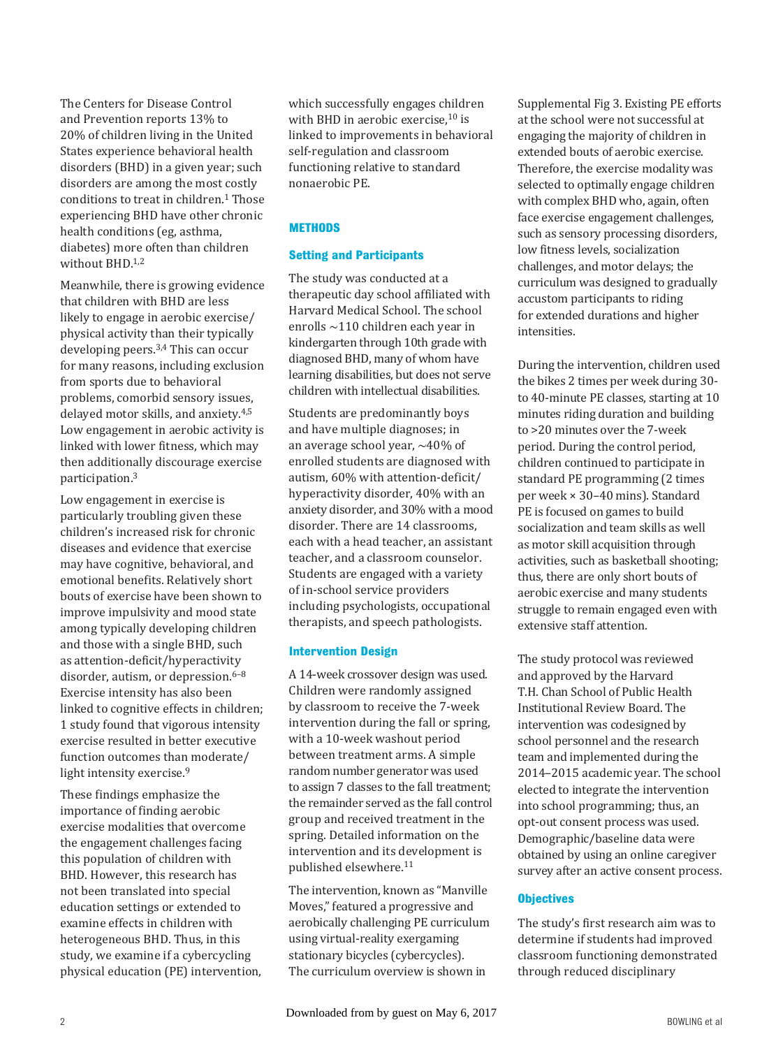The Centers for Disease Control and Prevention reports 13% to 20% of children living in the United States experience behavioral health disorders (BHD) in a given year; such disorders are among the most costly conditions to treat in children.[1] Those experiencing BHD have other chronic health conditions (eg, asthma, diabetes) more often than children without BHD.[1,2]

Meanwhile, there is growing evidence that children with BHD are less likely to engage in aerobic exercise/physical activity than their typically developing peers.[3,4] This can occur for many reasons, including exclusion from sports due to behavioral problems, comorbid sensory issues, delayed motor skills, and anxiety.[4,5] Low engagement in aerobic activity is linked with lower fitness, which may then additionally discourage exercise participation.[3]

Low engagement in exercise is particularly troubling given these children's increased risk for chronic diseases and evidence that exercise may have cognitive, behavioral, and emotional benefits. Relatively short bouts of exercise have been shown to improve impulsivity and mood state among typically developing children and those with a single BHD, such as attention-deficit/hyperactivity disorder, autism, or depression.[6–8] Exercise intensity has also been linked to cognitive effects in children; 1 study found that vigorous intensity exercise resulted in better executive function outcomes than moderate/light intensity exercise.[9]

These findings emphasize the importance of finding aerobic exercise modalities that overcome the engagement challenges facing this population of children with BHD. However, this research has not been translated into special education settings or extended to examine effects in children with heterogeneous BHD. Thus, in this study, we examine if a cybercycling physical education (PE) intervention, which successfully engages children with BHD in aerobic exercise,[10] is linked to improvements in behavioral self-regulation and classroom functioning relative to standard nonaerobic PE.

## METHODS

### Setting and Participants

The study was conducted at a therapeutic day school affiliated with Harvard Medical School. The school enrolls ~110 children each year in kindergarten through 10th grade with diagnosed BHD, many of whom have learning disabilities, but does not serve children with intellectual disabilities.

Students are predominantly boys and have multiple diagnoses; in an average school year, ~40% of enrolled students are diagnosed with autism, 60% with attention-deficit/hyperactivity disorder, 40% with an anxiety disorder, and 30% with a mood disorder. There are 14 classrooms, each with a head teacher, an assistant teacher, and a classroom counselor. Students are engaged with a variety of in-school service providers including psychologists, occupational therapists, and speech pathologists.

### Intervention Design

A 14-week crossover design was used. Children were randomly assigned by classroom to receive the 7-week intervention during the fall or spring, with a 10-week washout period between treatment arms. A simple random number generator was used to assign 7 classes to the fall treatment; the remainder served as the fall control group and received treatment in the spring. Detailed information on the intervention and its development is published elsewhere.[11]

The intervention, known as "Manville Moves," featured a progressive and aerobically challenging PE curriculum using virtual-reality exergaming stationary bicycles (cybercycles). The curriculum overview is shown in Supplemental Fig 3. Existing PE efforts at the school were not successful at engaging the majority of children in extended bouts of aerobic exercise. Therefore, the exercise modality was selected to optimally engage children with complex BHD who, again, often face exercise engagement challenges, such as sensory processing disorders, low fitness levels, socialization challenges, and motor delays; the curriculum was designed to gradually accustom participants to riding for extended durations and higher intensities.

During the intervention, children used the bikes 2 times per week during 30- to 40-minute PE classes, starting at 10 minutes riding duration and building to >20 minutes over the 7-week period. During the control period, children continued to participate in standard PE programming (2 times per week × 30–40 mins). Standard PE is focused on games to build socialization and team skills as well as motor skill acquisition through activities, such as basketball shooting; thus, there are only short bouts of aerobic exercise and many students struggle to remain engaged even with extensive staff attention.

The study protocol was reviewed and approved by the Harvard T.H. Chan School of Public Health Institutional Review Board. The intervention was codesigned by school personnel and the research team and implemented during the 2014–2015 academic year. The school elected to integrate the intervention into school programming; thus, an opt-out consent process was used. Demographic/baseline data were obtained by using an online caregiver survey after an active consent process.

### Objectives

The study's first research aim was to determine if students had improved classroom functioning demonstrated through reduced disciplinary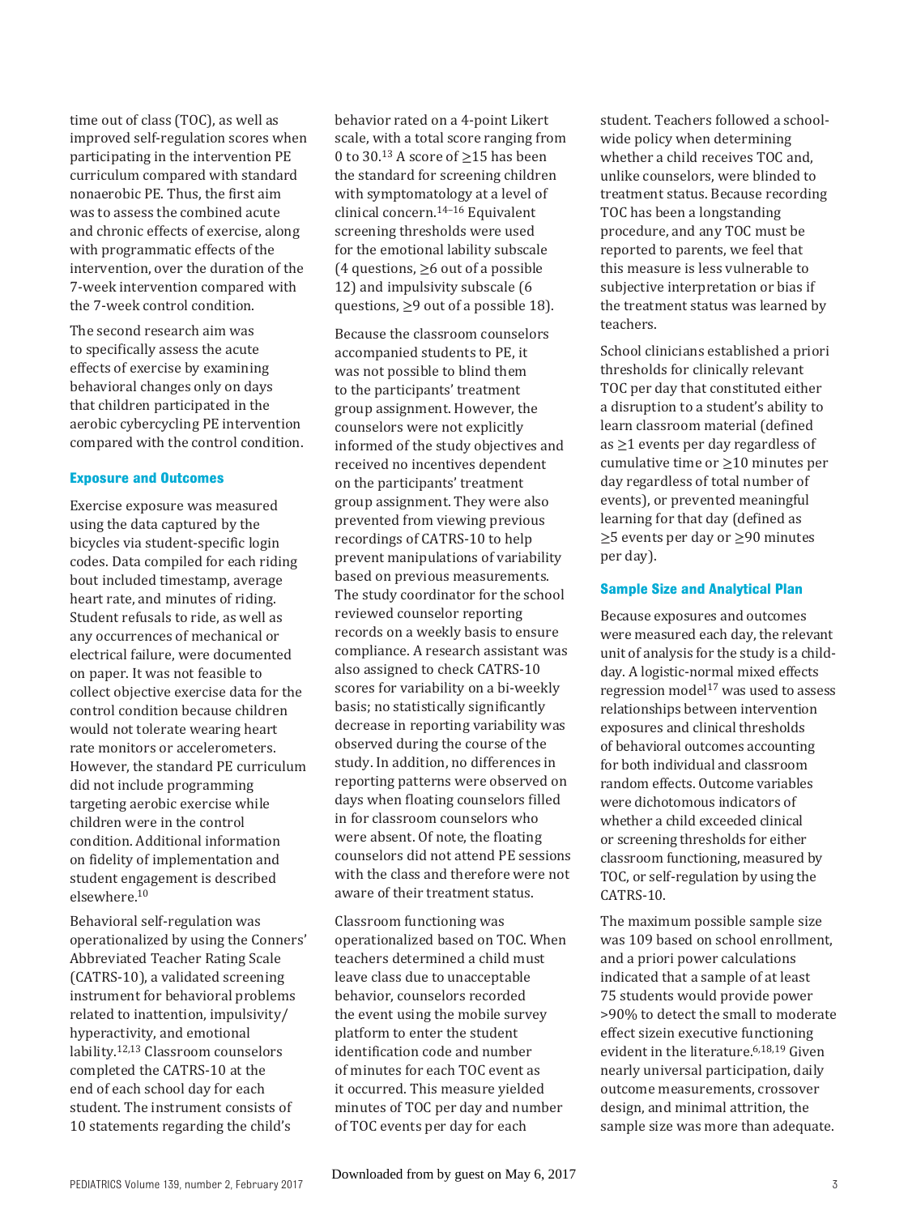time out of class (TOC), as well as improved self-regulation scores when participating in the intervention PE curriculum compared with standard nonaerobic PE. Thus, the first aim was to assess the combined acute and chronic effects of exercise, along with programmatic effects of the intervention, over the duration of the 7-week intervention compared with the 7-week control condition.

The second research aim was to specifically assess the acute effects of exercise by examining behavioral changes only on days that children participated in the aerobic cybercycling PE intervention compared with the control condition.

### Exposure and Outcomes

Exercise exposure was measured using the data captured by the bicycles via student-specific login codes. Data compiled for each riding bout included timestamp, average heart rate, and minutes of riding. Student refusals to ride, as well as any occurrences of mechanical or electrical failure, were documented on paper. It was not feasible to collect objective exercise data for the control condition because children would not tolerate wearing heart rate monitors or accelerometers. However, the standard PE curriculum did not include programming targeting aerobic exercise while children were in the control condition. Additional information on fidelity of implementation and student engagement is described elsewhere.[10]

Behavioral self-regulation was operationalized by using the Conners' Abbreviated Teacher Rating Scale (CATRS-10), a validated screening instrument for behavioral problems related to inattention, impulsivity/hyperactivity, and emotional lability.[12,13] Classroom counselors completed the CATRS-10 at the end of each school day for each student. The instrument consists of 10 statements regarding the child's behavior rated on a 4-point Likert scale, with a total score ranging from 0 to 30.[13] A score of ≥15 has been the standard for screening children with symptomatology at a level of clinical concern.[14–16] Equivalent screening thresholds were used for the emotional lability subscale (4 questions, ≥6 out of a possible 12) and impulsivity subscale (6 questions, ≥9 out of a possible 18).

Because the classroom counselors accompanied students to PE, it was not possible to blind them to the participants' treatment group assignment. However, the counselors were not explicitly informed of the study objectives and received no incentives dependent on the participants' treatment group assignment. They were also prevented from viewing previous recordings of CATRS-10 to help prevent manipulations of variability based on previous measurements. The study coordinator for the school reviewed counselor reporting records on a weekly basis to ensure compliance. A research assistant was also assigned to check CATRS-10 scores for variability on a bi-weekly basis; no statistically significantly decrease in reporting variability was observed during the course of the study. In addition, no differences in reporting patterns were observed on days when floating counselors filled in for classroom counselors who were absent. Of note, the floating counselors did not attend PE sessions with the class and therefore were not aware of their treatment status.

Classroom functioning was operationalized based on TOC. When teachers determined a child must leave class due to unacceptable behavior, counselors recorded the event using the mobile survey platform to enter the student identification code and number of minutes for each TOC event as it occurred. This measure yielded minutes of TOC per day and number of TOC events per day for each student. Teachers followed a school-wide policy when determining whether a child receives TOC and, unlike counselors, were blinded to treatment status. Because recording TOC has been a longstanding procedure, and any TOC must be reported to parents, we feel that this measure is less vulnerable to subjective interpretation or bias if the treatment status was learned by teachers.

School clinicians established a priori thresholds for clinically relevant TOC per day that constituted either a disruption to a student's ability to learn classroom material (defined as ≥1 events per day regardless of cumulative time or ≥10 minutes per day regardless of total number of events), or prevented meaningful learning for that day (defined as ≥5 events per day or ≥90 minutes per day).

### Sample Size and Analytical Plan

Because exposures and outcomes were measured each day, the relevant unit of analysis for the study is a child-day. A logistic-normal mixed effects regression model[17] was used to assess relationships between intervention exposures and clinical thresholds of behavioral outcomes accounting for both individual and classroom random effects. Outcome variables were dichotomous indicators of whether a child exceeded clinical or screening thresholds for either classroom functioning, measured by TOC, or self-regulation by using the CATRS-10.

The maximum possible sample size was 109 based on school enrollment, and a priori power calculations indicated that a sample of at least 75 students would provide power >90% to detect the small to moderate effect sizein executive functioning evident in the literature.[6,18,19] Given nearly universal participation, daily outcome measurements, crossover design, and minimal attrition, the sample size was more than adequate.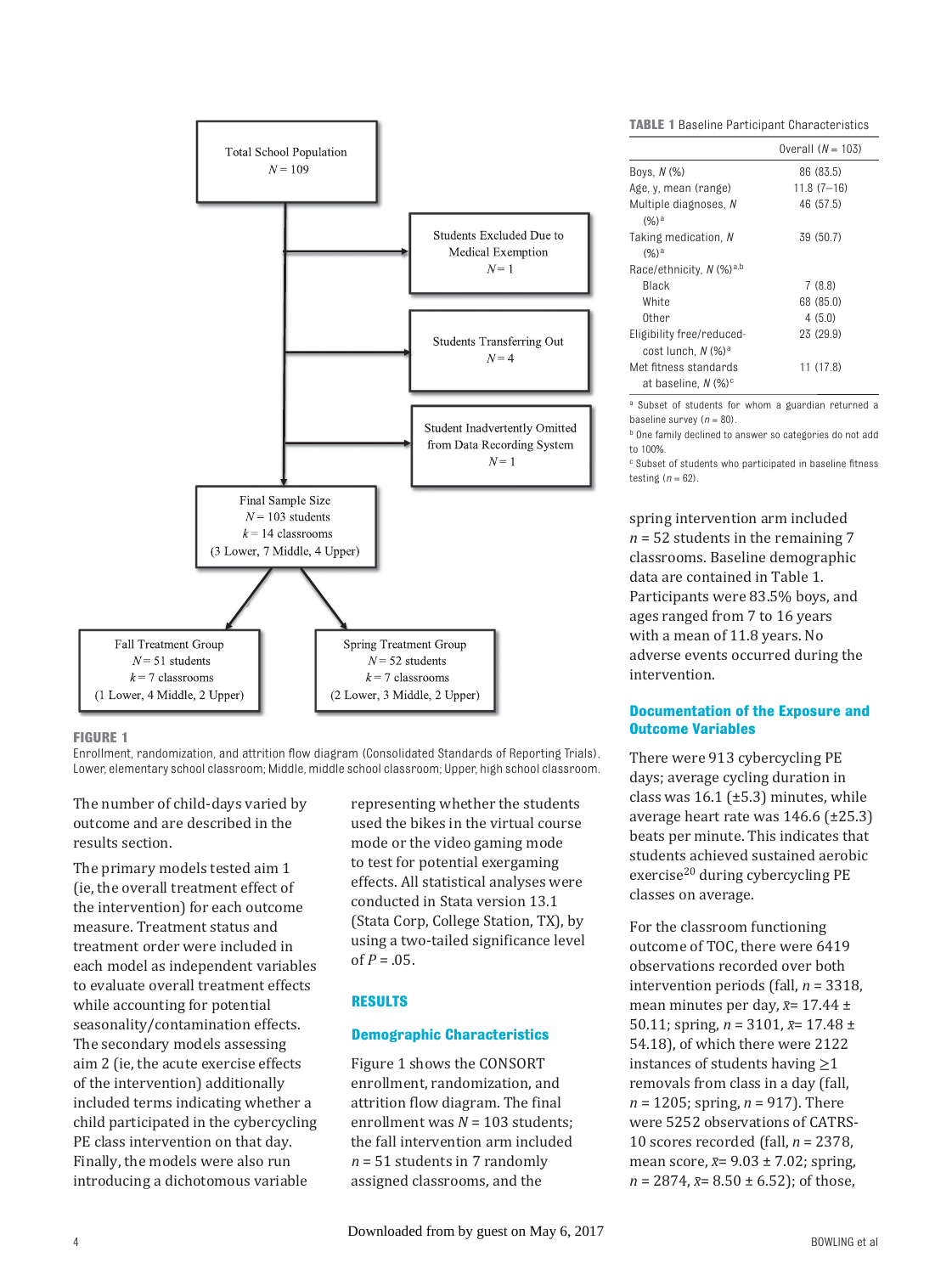Total School Population
$N$ = 109

Students Excluded Due to Medical Exemption
$N$ = 1

Students Transferring Out
$N$ = 4

Student Inadvertently Omitted from Data Recording System
$N$ = 1

Final Sample Size
$N$ = 103 students
$k$ = 14 classrooms
(3 Lower, 7 Middle, 4 Upper)

Fall Treatment Group
$N$ = 51 students
$k$ = 7 classrooms
(1 Lower, 4 Middle, 2 Upper)

Spring Treatment Group
$N$ = 52 students
$k$ = 7 classrooms
(2 Lower, 3 Middle, 2 Upper)

**FIGURE 1**
Enrollment, randomization, and attrition flow diagram (Consolidated Standards of Reporting Trials). Lower, elementary school classroom; Middle, middle school classroom; Upper, high school classroom.

The number of child-days varied by outcome and are described in the results section.

The primary models tested aim 1 (ie, the overall treatment effect of the intervention) for each outcome measure. Treatment status and treatment order were included in each model as independent variables to evaluate overall treatment effects while accounting for potential seasonality/contamination effects. The secondary models assessing aim 2 (ie, the acute exercise effects of the intervention) additionally included terms indicating whether a child participated in the cybercycling PE class intervention on that day. Finally, the models were also run introducing a dichotomous variable representing whether the students used the bikes in the virtual course mode or the video gaming mode to test for potential exergaming effects. All statistical analyses were conducted in Stata version 13.1 (Stata Corp, College Station, TX), by using a two-tailed significance level of $P$ = .05.

## RESULTS

### Demographic Characteristics

Figure 1 shows the CONSORT enrollment, randomization, and attrition flow diagram. The final enrollment was $N$ = 103 students; the fall intervention arm included $n$ = 51 students in 7 randomly assigned classrooms, and the spring intervention arm included $n$ = 52 students in the remaining 7 classrooms. Baseline demographic data are contained in Table 1. Participants were 83.5% boys, and ages ranged from 7 to 16 years with a mean of 11.8 years. No adverse events occurred during the intervention.

**TABLE 1** Baseline Participant Characteristics

| | Overall ($N$ = 103) |
|---|---|
| Boys, $N$ (%) | 86 (83.5) |
| Age, y, mean (range) | 11.8 (7–16) |
| Multiple diagnoses, $N$ (%)[a] | 46 (57.5) |
| Taking medication, $N$ (%)[a] | 39 (50.7) |
| Race/ethnicity, $N$ (%)[a,b] | |
| Black | 7 (8.8) |
| White | 68 (85.0) |
| Other | 4 (5.0) |
| Eligibility free/reduced-cost lunch, $N$ (%)[a] | 23 (29.9) |
| Met fitness standards at baseline, $N$ (%)[c] | 11 (17.8) |

[a] Subset of students for whom a guardian returned a baseline survey ($n$ = 80).
[b] One family declined to answer so categories do not add to 100%.
[c] Subset of students who participated in baseline fitness testing ($n$ = 62).

### Documentation of the Exposure and Outcome Variables

There were 913 cybercycling PE days; average cycling duration in class was 16.1 (±5.3) minutes, while average heart rate was 146.6 (±25.3) beats per minute. This indicates that students achieved sustained aerobic exercise[20] during cybercycling PE classes on average.

For the classroom functioning outcome of TOC, there were 6419 observations recorded over both intervention periods (fall, $n$ = 3318, mean minutes per day, $\bar{x}$= 17.44 ± 50.11; spring, $n$ = 3101, $\bar{x}$= 17.48 ± 54.18), of which there were 2122 instances of students having ≥1 removals from class in a day (fall, $n$ = 1205; spring, $n$ = 917). There were 5252 observations of CATRS-10 scores recorded (fall, $n$ = 2378, mean score, $\bar{x}$= 9.03 ± 7.02; spring, $n$ = 2874, $\bar{x}$= 8.50 ± 6.52); of those,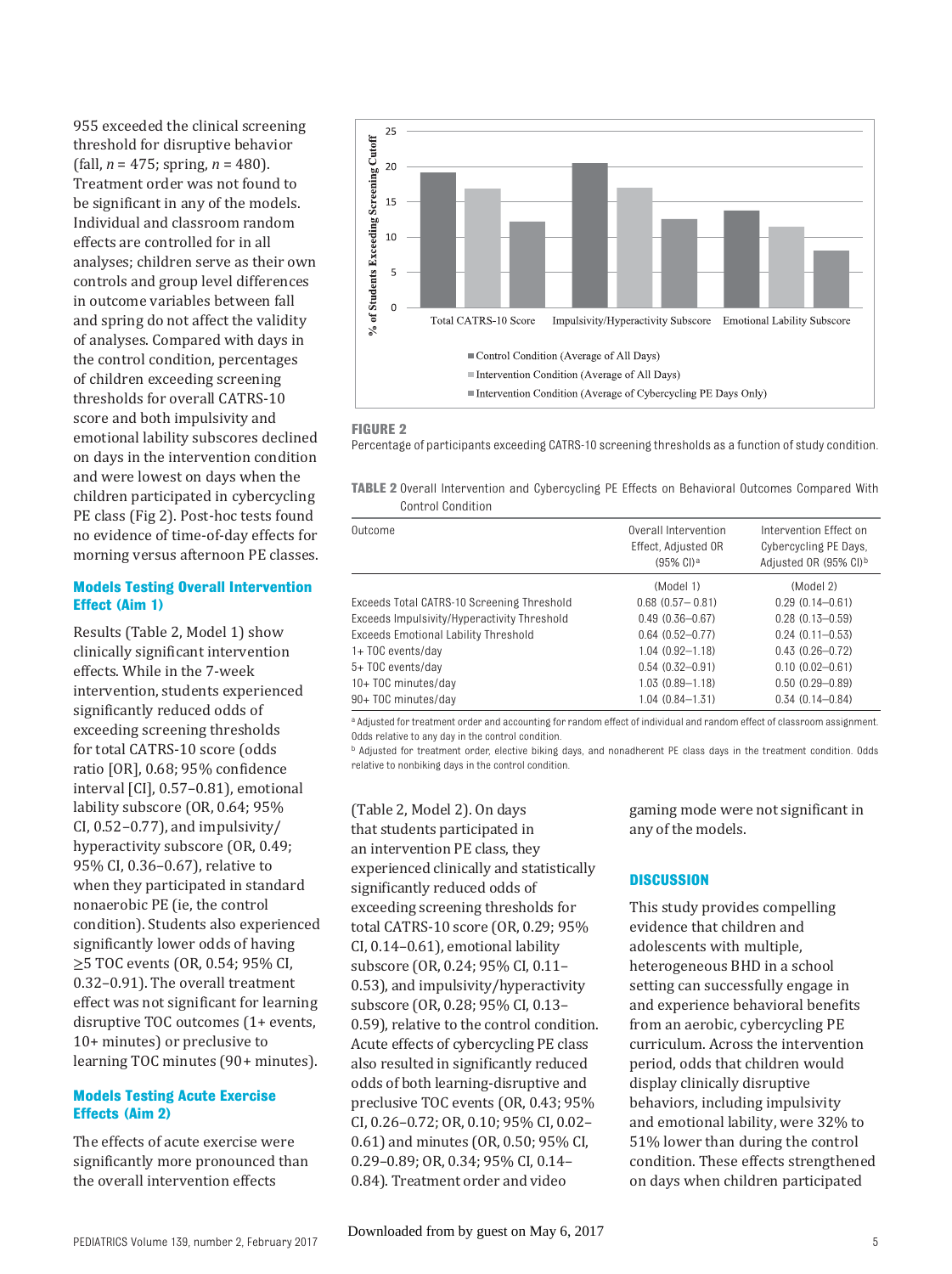955 exceeded the clinical screening threshold for disruptive behavior (fall, *n* = 475; spring, *n* = 480). Treatment order was not found to be significant in any of the models. Individual and classroom random effects are controlled for in all analyses; children serve as their own controls and group level differences in outcome variables between fall and spring do not affect the validity of analyses. Compared with days in the control condition, percentages of children exceeding screening thresholds for overall CATRS-10 score and both impulsivity and emotional lability subscores declined on days in the intervention condition and were lowest on days when the children participated in cybercycling PE class (Fig 2). Post-hoc tests found no evidence of time-of-day effects for morning versus afternoon PE classes.

### Models Testing Overall Intervention Effect (Aim 1)

Results (Table 2, Model 1) show clinically significant intervention effects. While in the 7-week intervention, students experienced significantly reduced odds of exceeding screening thresholds for total CATRS-10 score (odds ratio [OR], 0.68; 95% confidence interval [CI], 0.57–0.81), emotional lability subscore (OR, 0.64; 95% CI, 0.52–0.77), and impulsivity/hyperactivity subscore (OR, 0.49; 95% CI, 0.36–0.67), relative to when they participated in standard nonaerobic PE (ie, the control condition). Students also experienced significantly lower odds of having ≥5 TOC events (OR, 0.54; 95% CI, 0.32–0.91). The overall treatment effect was not significant for learning disruptive TOC outcomes (1+ events, 10+ minutes) or preclusive to learning TOC minutes (90+ minutes).

### Models Testing Acute Exercise Effects (Aim 2)

The effects of acute exercise were significantly more pronounced than the overall intervention effects (Table 2, Model 2). On days that students participated in an intervention PE class, they experienced clinically and statistically significantly reduced odds of exceeding screening thresholds for total CATRS-10 score (OR, 0.29; 95% CI, 0.14–0.61), emotional lability subscore (OR, 0.24; 95% CI, 0.11–0.53), and impulsivity/hyperactivity subscore (OR, 0.28; 95% CI, 0.13–0.59), relative to the control condition. Acute effects of cybercycling PE class also resulted in significantly reduced odds of both learning-disruptive and preclusive TOC events (OR, 0.43; 95% CI, 0.26–0.72; OR, 0.10; 95% CI, 0.02–0.61) and minutes (OR, 0.50; 95% CI, 0.29–0.89; OR, 0.34; 95% CI, 0.14–0.84). Treatment order and video gaming mode were not significant in any of the models.

**FIGURE 2**
Percentage of participants exceeding CATRS-10 screening thresholds as a function of study condition.

**TABLE 2** Overall Intervention and Cybercycling PE Effects on Behavioral Outcomes Compared With Control Condition

| Outcome | Overall Intervention Effect, Adjusted OR (95% CI)[a] | Intervention Effect on Cybercycling PE Days, Adjusted OR (95% CI)[b] |
|---|---|---|
| | (Model 1) | (Model 2) |
| Exceeds Total CATRS-10 Screening Threshold | 0.68 (0.57– 0.81) | 0.29 (0.14–0.61) |
| Exceeds Impulsivity/Hyperactivity Threshold | 0.49 (0.36–0.67) | 0.28 (0.13–0.59) |
| Exceeds Emotional Lability Threshold | 0.64 (0.52–0.77) | 0.24 (0.11–0.53) |
| 1+ TOC events/day | 1.04 (0.92–1.18) | 0.43 (0.26–0.72) |
| 5+ TOC events/day | 0.54 (0.32–0.91) | 0.10 (0.02–0.61) |
| 10+ TOC minutes/day | 1.03 (0.89–1.18) | 0.50 (0.29–0.89) |
| 90+ TOC minutes/day | 1.04 (0.84–1.31) | 0.34 (0.14–0.84) |

[a] Adjusted for treatment order and accounting for random effect of individual and random effect of classroom assignment. Odds relative to any day in the control condition.
[b] Adjusted for treatment order, elective biking days, and nonadherent PE class days in the treatment condition. Odds relative to nonbiking days in the control condition.

## DISCUSSION

This study provides compelling evidence that children and adolescents with multiple, heterogeneous BHD in a school setting can successfully engage in and experience behavioral benefits from an aerobic, cybercycling PE curriculum. Across the intervention period, odds that children would display clinically disruptive behaviors, including impulsivity and emotional lability, were 32% to 51% lower than during the control condition. These effects strengthened on days when children participated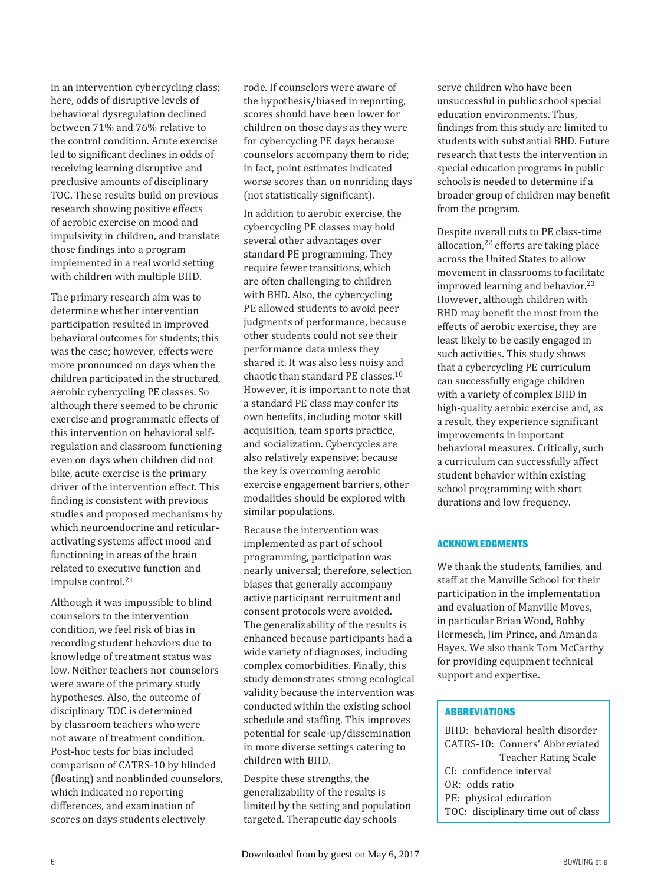in an intervention cybercycling class; here, odds of disruptive levels of behavioral dysregulation declined between 71% and 76% relative to the control condition. Acute exercise led to significant declines in odds of receiving learning disruptive and preclusive amounts of disciplinary TOC. These results build on previous research showing positive effects of aerobic exercise on mood and impulsivity in children, and translate those findings into a program implemented in a real world setting with children with multiple BHD.

The primary research aim was to determine whether intervention participation resulted in improved behavioral outcomes for students; this was the case; however, effects were more pronounced on days when the children participated in the structured, aerobic cybercycling PE classes. So although there seemed to be chronic exercise and programmatic effects of this intervention on behavioral self-regulation and classroom functioning even on days when children did not bike, acute exercise is the primary driver of the intervention effect. This finding is consistent with previous studies and proposed mechanisms by which neuroendocrine and reticular-activating systems affect mood and functioning in areas of the brain related to executive function and impulse control.[21]

Although it was impossible to blind counselors to the intervention condition, we feel risk of bias in recording student behaviors due to knowledge of treatment status was low. Neither teachers nor counselors were aware of the primary study hypotheses. Also, the outcome of disciplinary TOC is determined by classroom teachers who were not aware of treatment condition. Post-hoc tests for bias included comparison of CATRS-10 by blinded (floating) and nonblinded counselors, which indicated no reporting differences, and examination of scores on days students electively rode. If counselors were aware of the hypothesis/biased in reporting, scores should have been lower for children on those days as they were for cybercycling PE days because counselors accompany them to ride; in fact, point estimates indicated worse scores than on nonriding days (not statistically significant).

In addition to aerobic exercise, the cybercycling PE classes may hold several other advantages over standard PE programming. They require fewer transitions, which are often challenging to children with BHD. Also, the cybercycling PE allowed students to avoid peer judgments of performance, because other students could not see their performance data unless they shared it. It was also less noisy and chaotic than standard PE classes.[10] However, it is important to note that a standard PE class may confer its own benefits, including motor skill acquisition, team sports practice, and socialization. Cybercycles are also relatively expensive; because the key is overcoming aerobic exercise engagement barriers, other modalities should be explored with similar populations.

Because the intervention was implemented as part of school programming, participation was nearly universal; therefore, selection biases that generally accompany active participant recruitment and consent protocols were avoided. The generalizability of the results is enhanced because participants had a wide variety of diagnoses, including complex comorbidities. Finally, this study demonstrates strong ecological validity because the intervention was conducted within the existing school schedule and staffing. This improves potential for scale-up/dissemination in more diverse settings catering to children with BHD.

Despite these strengths, the generalizability of the results is limited by the setting and population targeted. Therapeutic day schools serve children who have been unsuccessful in public school special education environments. Thus, findings from this study are limited to students with substantial BHD. Future research that tests the intervention in special education programs in public schools is needed to determine if a broader group of children may benefit from the program.

Despite overall cuts to PE class-time allocation,[22] efforts are taking place across the United States to allow movement in classrooms to facilitate improved learning and behavior.[23] However, although children with BHD may benefit the most from the effects of aerobic exercise, they are least likely to be easily engaged in such activities. This study shows that a cybercycling PE curriculum can successfully engage children with a variety of complex BHD in high-quality aerobic exercise and, as a result, they experience significant improvements in important behavioral measures. Critically, such a curriculum can successfully affect student behavior within existing school programming with short durations and low frequency.

## ACKNOWLEDGMENTS

We thank the students, families, and staff at the Manville School for their participation in the implementation and evaluation of Manville Moves, in particular Brian Wood, Bobby Hermesch, Jim Prince, and Amanda Hayes. We also thank Tom McCarthy for providing equipment technical support and expertise.

## ABBREVIATIONS

BHD: behavioral health disorder
CATRS-10: Conners' Abbreviated Teacher Rating Scale
CI: confidence interval
OR: odds ratio
PE: physical education
TOC: disciplinary time out of class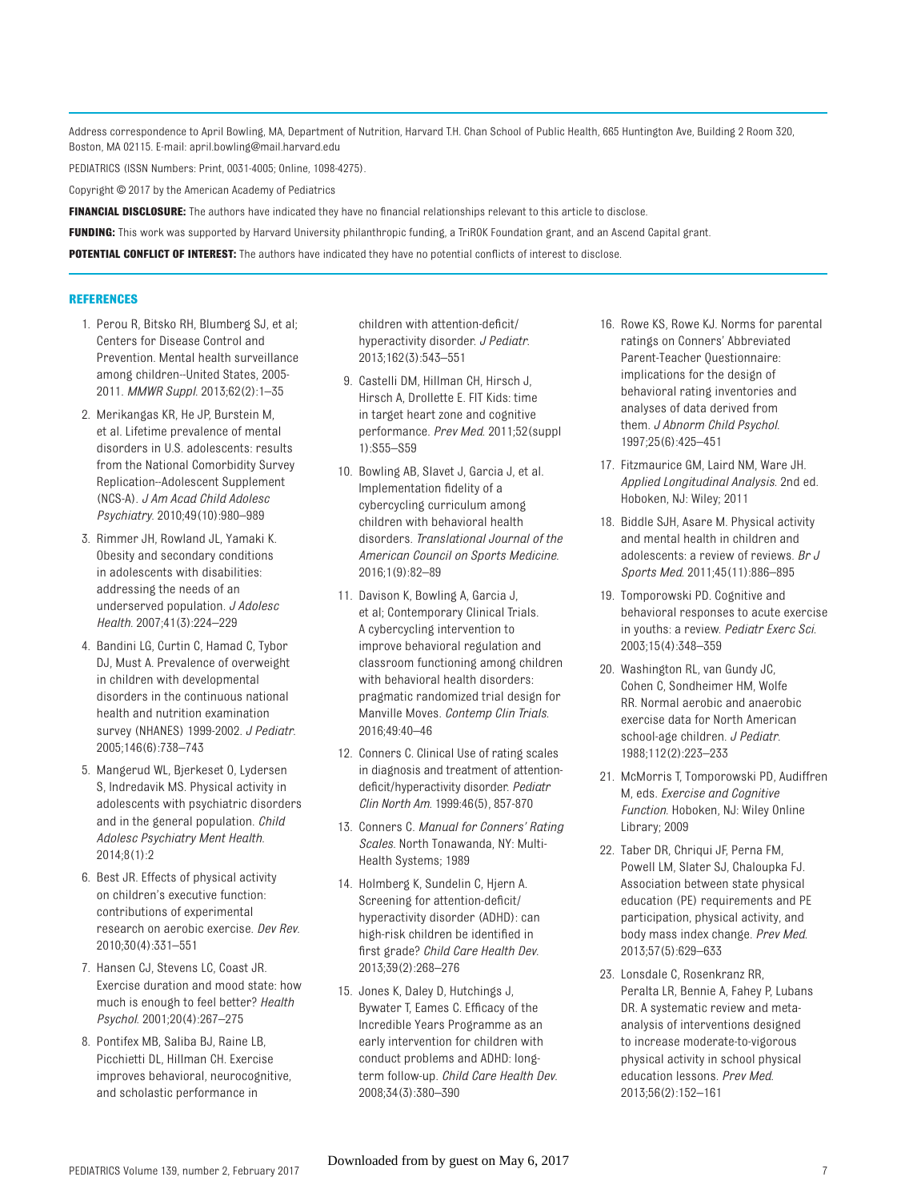Address correspondence to April Bowling, MA, Department of Nutrition, Harvard T.H. Chan School of Public Health, 665 Huntington Ave, Building 2 Room 320, Boston, MA 02115. E-mail: april.bowling@mail.harvard.edu

PEDIATRICS (ISSN Numbers: Print, 0031-4005; Online, 1098-4275).

Copyright © 2017 by the American Academy of Pediatrics

**FINANCIAL DISCLOSURE:** The authors have indicated they have no financial relationships relevant to this article to disclose.

**FUNDING:** This work was supported by Harvard University philanthropic funding, a TriROK Foundation grant, and an Ascend Capital grant.

**POTENTIAL CONFLICT OF INTEREST:** The authors have indicated they have no potential conflicts of interest to disclose.

## REFERENCES

1. Perou R, Bitsko RH, Blumberg SJ, et al; Centers for Disease Control and Prevention. Mental health surveillance among children--United States, 2005-2011. *MMWR Suppl*. 2013;62(2):1–35
2. Merikangas KR, He JP, Burstein M, et al. Lifetime prevalence of mental disorders in U.S. adolescents: results from the National Comorbidity Survey Replication--Adolescent Supplement (NCS-A). *J Am Acad Child Adolesc Psychiatry*. 2010;49(10):980–989
3. Rimmer JH, Rowland JL, Yamaki K. Obesity and secondary conditions in adolescents with disabilities: addressing the needs of an underserved population. *J Adolesc Health*. 2007;41(3):224–229
4. Bandini LG, Curtin C, Hamad C, Tybor DJ, Must A. Prevalence of overweight in children with developmental disorders in the continuous national health and nutrition examination survey (NHANES) 1999-2002. *J Pediatr*. 2005;146(6):738–743
5. Mangerud WL, Bjerkeset O, Lydersen S, Indredavik MS. Physical activity in adolescents with psychiatric disorders and in the general population. *Child Adolesc Psychiatry Ment Health*. 2014;8(1):2
6. Best JR. Effects of physical activity on children's executive function: contributions of experimental research on aerobic exercise. *Dev Rev*. 2010;30(4):331–551
7. Hansen CJ, Stevens LC, Coast JR. Exercise duration and mood state: how much is enough to feel better? *Health Psychol*. 2001;20(4):267–275
8. Pontifex MB, Saliba BJ, Raine LB, Picchietti DL, Hillman CH. Exercise improves behavioral, neurocognitive, and scholastic performance in children with attention-deficit/hyperactivity disorder. *J Pediatr*. 2013;162(3):543–551
9. Castelli DM, Hillman CH, Hirsch J, Hirsch A, Drollette E. FIT Kids: time in target heart zone and cognitive performance. *Prev Med*. 2011;52(suppl 1):S55–S59
10. Bowling AB, Slavet J, Garcia J, et al. Implementation fidelity of a cybercycling curriculum among children with behavioral health disorders. *Translational Journal of the American Council on Sports Medicine*. 2016;1(9):82–89
11. Davison K, Bowling A, Garcia J, et al; Contemporary Clinical Trials. A cybercycling intervention to improve behavioral regulation and classroom functioning among children with behavioral health disorders: pragmatic randomized trial design for Manville Moves. *Contemp Clin Trials*. 2016;49:40–46
12. Conners C. Clinical Use of rating scales in diagnosis and treatment of attention-deficit/hyperactivity disorder. *Pediatr Clin North Am*. 1999:46(5), 857-870
13. Conners C. *Manual for Conners' Rating Scales*. North Tonawanda, NY: Multi-Health Systems; 1989
14. Holmberg K, Sundelin C, Hjern A. Screening for attention-deficit/hyperactivity disorder (ADHD): can high-risk children be identified in first grade? *Child Care Health Dev*. 2013;39(2):268–276
15. Jones K, Daley D, Hutchings J, Bywater T, Eames C. Efficacy of the Incredible Years Programme as an early intervention for children with conduct problems and ADHD: long-term follow-up. *Child Care Health Dev*. 2008;34(3):380–390
16. Rowe KS, Rowe KJ. Norms for parental ratings on Conners' Abbreviated Parent-Teacher Questionnaire: implications for the design of behavioral rating inventories and analyses of data derived from them. *J Abnorm Child Psychol*. 1997;25(6):425–451
17. Fitzmaurice GM, Laird NM, Ware JH. *Applied Longitudinal Analysis*. 2nd ed. Hoboken, NJ: Wiley; 2011
18. Biddle SJH, Asare M. Physical activity and mental health in children and adolescents: a review of reviews. *Br J Sports Med*. 2011;45(11):886–895
19. Tomporowski PD. Cognitive and behavioral responses to acute exercise in youths: a review. *Pediatr Exerc Sci*. 2003;15(4):348–359
20. Washington RL, van Gundy JC, Cohen C, Sondheimer HM, Wolfe RR. Normal aerobic and anaerobic exercise data for North American school-age children. *J Pediatr*. 1988;112(2):223–233
21. McMorris T, Tomporowski PD, Audiffren M, eds. *Exercise and Cognitive Function*. Hoboken, NJ: Wiley Online Library; 2009
22. Taber DR, Chriqui JF, Perna FM, Powell LM, Slater SJ, Chaloupka FJ. Association between state physical education (PE) requirements and PE participation, physical activity, and body mass index change. *Prev Med*. 2013;57(5):629–633
23. Lonsdale C, Rosenkranz RR, Peralta LR, Bennie A, Fahey P, Lubans DR. A systematic review and meta-analysis of interventions designed to increase moderate-to-vigorous physical activity in school physical education lessons. *Prev Med*. 2013;56(2):152–161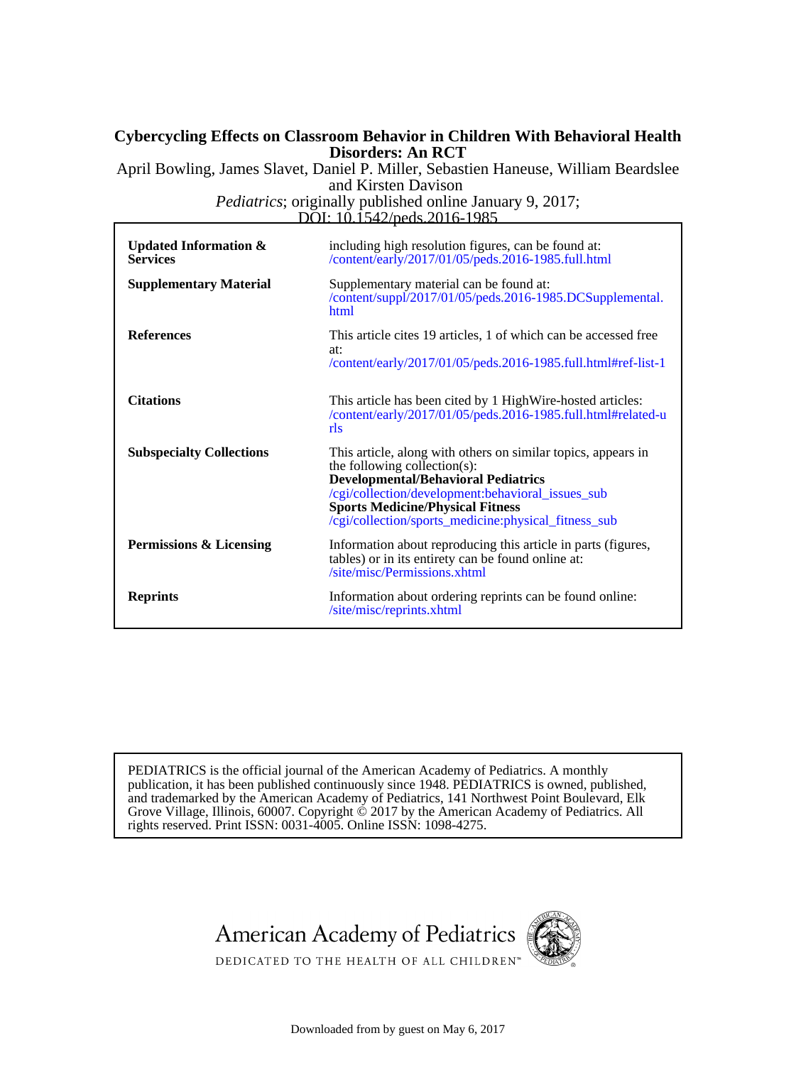# Cybercycling Effects on Classroom Behavior in Children With Behavioral Health Disorders: An RCT

April Bowling, James Slavet, Daniel P. Miller, Sebastien Haneuse, William Beardslee and Kirsten Davison

*Pediatrics*; originally published online January 9, 2017;

DOI: 10.1542/peds.2016-1985

| | |
|---|---|
| **Updated Information & Services** | including high resolution figures, can be found at: /content/early/2017/01/05/peds.2016-1985.full.html |
| **Supplementary Material** | Supplementary material can be found at: /content/suppl/2017/01/05/peds.2016-1985.DCSupplemental.html |
| **References** | This article cites 19 articles, 1 of which can be accessed free at: /content/early/2017/01/05/peds.2016-1985.full.html#ref-list-1 |
| **Citations** | This article has been cited by 1 HighWire-hosted articles: /content/early/2017/01/05/peds.2016-1985.full.html#related-urls |
| **Subspecialty Collections** | This article, along with others on similar topics, appears in the following collection(s): **Developmental/Behavioral Pediatrics** /cgi/collection/development:behavioral_issues_sub **Sports Medicine/Physical Fitness** /cgi/collection/sports_medicine:physical_fitness_sub |
| **Permissions & Licensing** | Information about reproducing this article in parts (figures, tables) or in its entirety can be found online at: /site/misc/Permissions.xhtml |
| **Reprints** | Information about ordering reprints can be found online: /site/misc/reprints.xhtml |

PEDIATRICS is the official journal of the American Academy of Pediatrics. A monthly publication, it has been published continuously since 1948. PEDIATRICS is owned, published, and trademarked by the American Academy of Pediatrics, 141 Northwest Point Boulevard, Elk Grove Village, Illinois, 60007. Copyright © 2017 by the American Academy of Pediatrics. All rights reserved. Print ISSN: 0031-4005. Online ISSN: 1098-4275.

American Academy of Pediatrics

DEDICATED TO THE HEALTH OF ALL CHILDREN™

Downloaded from by guest on May 6, 2017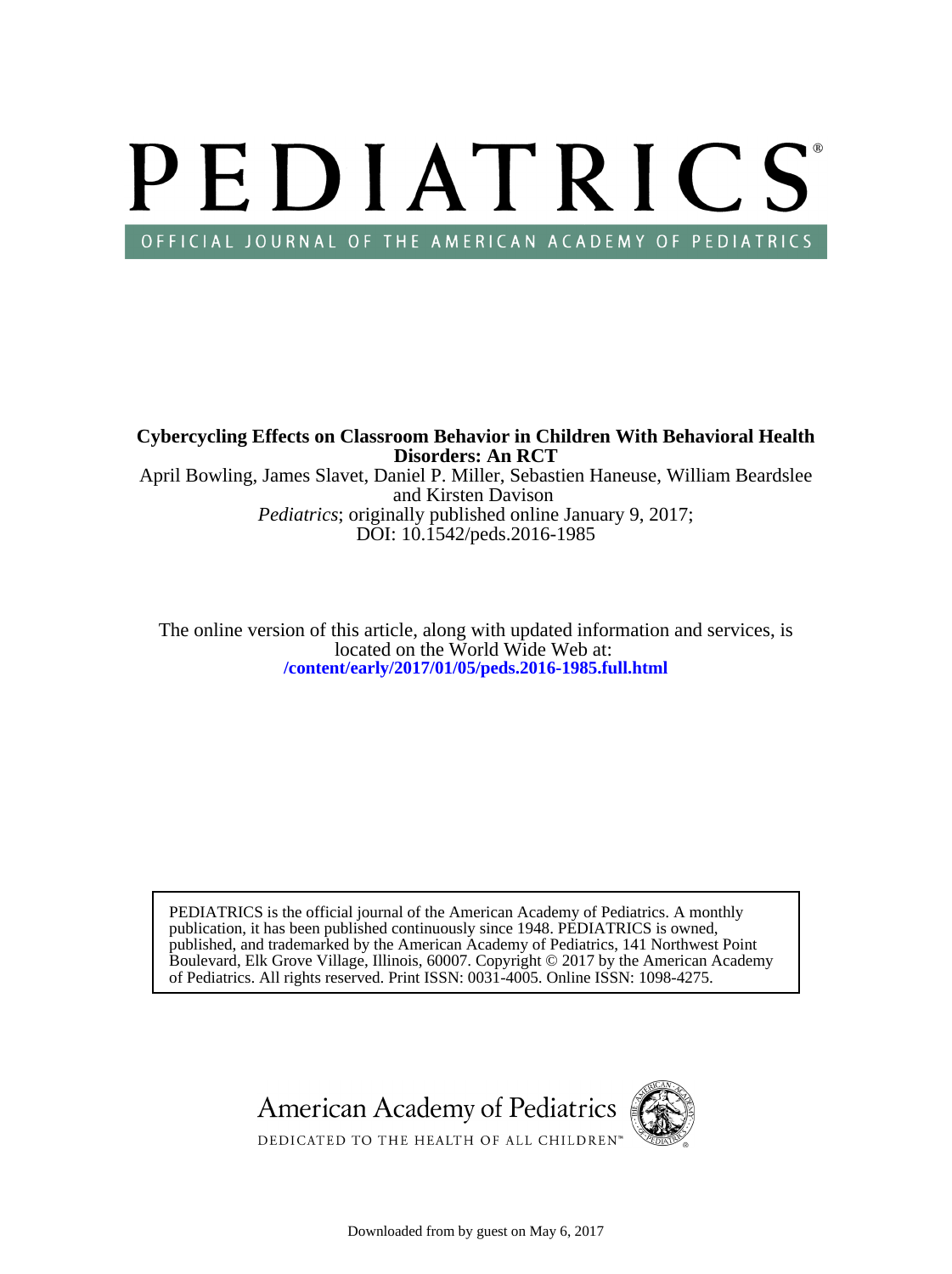# PEDIATRICS

OFFICIAL JOURNAL OF THE AMERICAN ACADEMY OF PEDIATRICS

**Cybercycling Effects on Classroom Behavior in Children With Behavioral Health Disorders: An RCT**

April Bowling, James Slavet, Daniel P. Miller, Sebastien Haneuse, William Beardslee and Kirsten Davison

*Pediatrics*; originally published online January 9, 2017;

DOI: 10.1542/peds.2016-1985

The online version of this article, along with updated information and services, is located on the World Wide Web at:

**/content/early/2017/01/05/peds.2016-1985.full.html**

PEDIATRICS is the official journal of the American Academy of Pediatrics. A monthly publication, it has been published continuously since 1948. PEDIATRICS is owned, published, and trademarked by the American Academy of Pediatrics, 141 Northwest Point Boulevard, Elk Grove Village, Illinois, 60007. Copyright © 2017 by the American Academy of Pediatrics. All rights reserved. Print ISSN: 0031-4005. Online ISSN: 1098-4275.

American Academy of Pediatrics

DEDICATED TO THE HEALTH OF ALL CHILDREN™

Downloaded from by guest on May 6, 2017